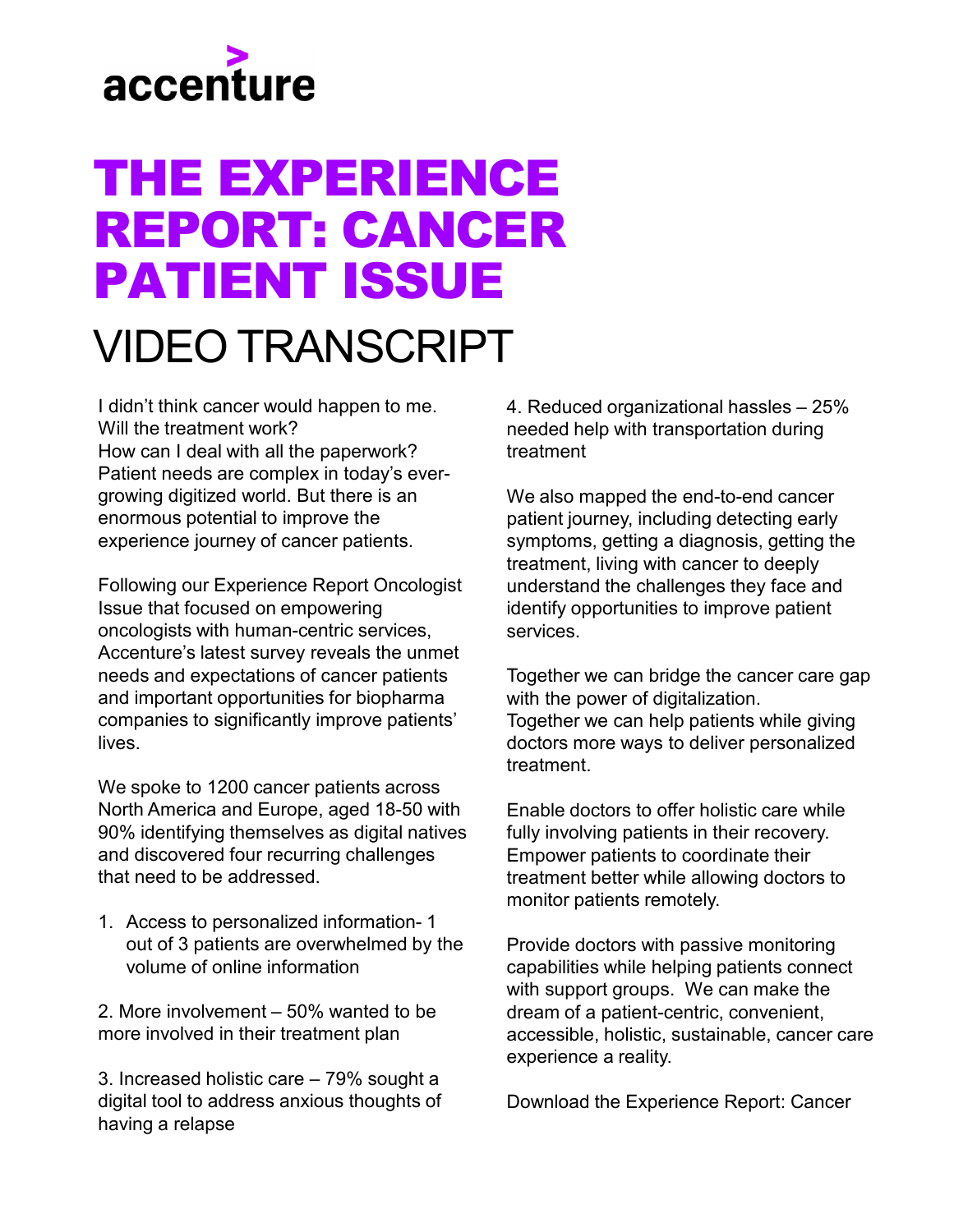accenture

# THE EXPERIENCE REPORT: CANCER PATIENT ISSUE

## VIDEO TRANSCRIPT

I didn't think cancer would happen to me.
Will the treatment work?
How can I deal with all the paperwork?
Patient needs are complex in today's ever-growing digitized world. But there is an enormous potential to improve the experience journey of cancer patients.

Following our Experience Report Oncologist Issue that focused on empowering oncologists with human-centric services, Accenture's latest survey reveals the unmet needs and expectations of cancer patients and important opportunities for biopharma companies to significantly improve patients' lives.

We spoke to 1200 cancer patients across North America and Europe, aged 18-50 with 90% identifying themselves as digital natives and discovered four recurring challenges that need to be addressed.

1. Access to personalized information- 1 out of 3 patients are overwhelmed by the volume of online information

2. More involvement – 50% wanted to be more involved in their treatment plan

3. Increased holistic care – 79% sought a digital tool to address anxious thoughts of having a relapse

4. Reduced organizational hassles – 25% needed help with transportation during treatment

We also mapped the end-to-end cancer patient journey, including detecting early symptoms, getting a diagnosis, getting the treatment, living with cancer to deeply understand the challenges they face and identify opportunities to improve patient services.

Together we can bridge the cancer care gap with the power of digitalization.
Together we can help patients while giving doctors more ways to deliver personalized treatment.

Enable doctors to offer holistic care while fully involving patients in their recovery.
Empower patients to coordinate their treatment better while allowing doctors to monitor patients remotely.

Provide doctors with passive monitoring capabilities while helping patients connect with support groups. We can make the dream of a patient-centric, convenient, accessible, holistic, sustainable, cancer care experience a reality.

Download the Experience Report: Cancer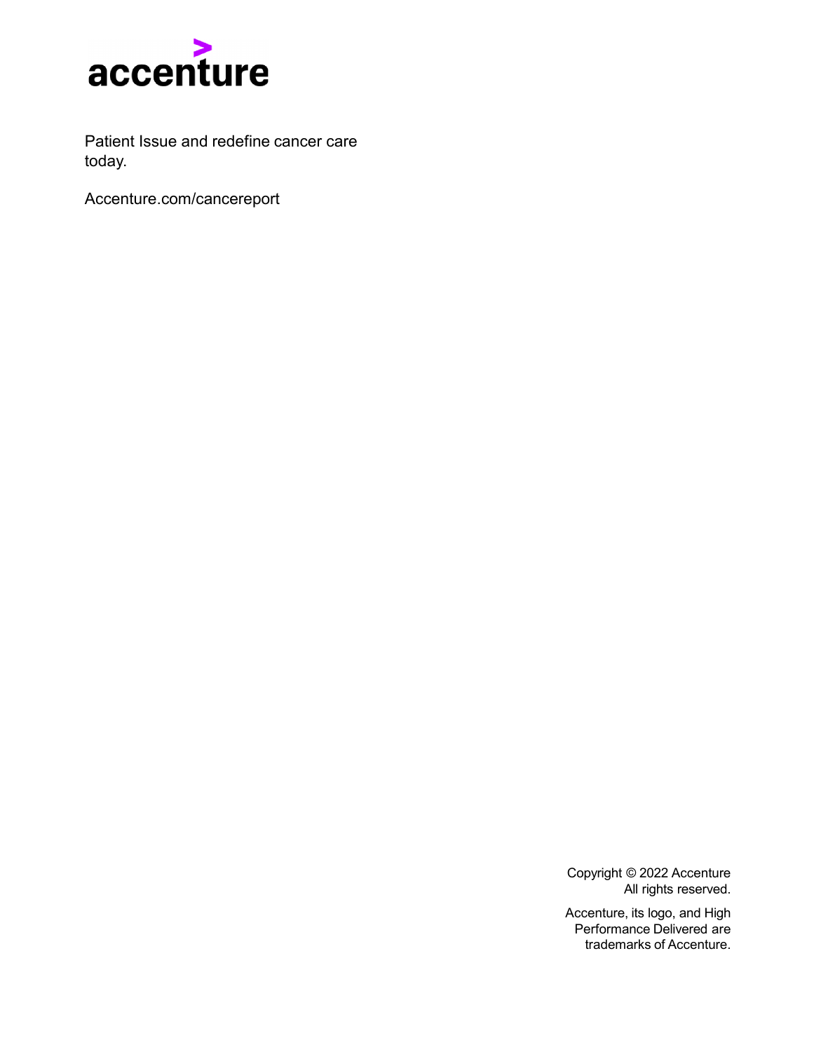Patient Issue and redefine cancer care today.

Accenture.com/cancereport

Copyright © 2022 Accenture
All rights reserved.

Accenture, its logo, and High Performance Delivered are trademarks of Accenture.